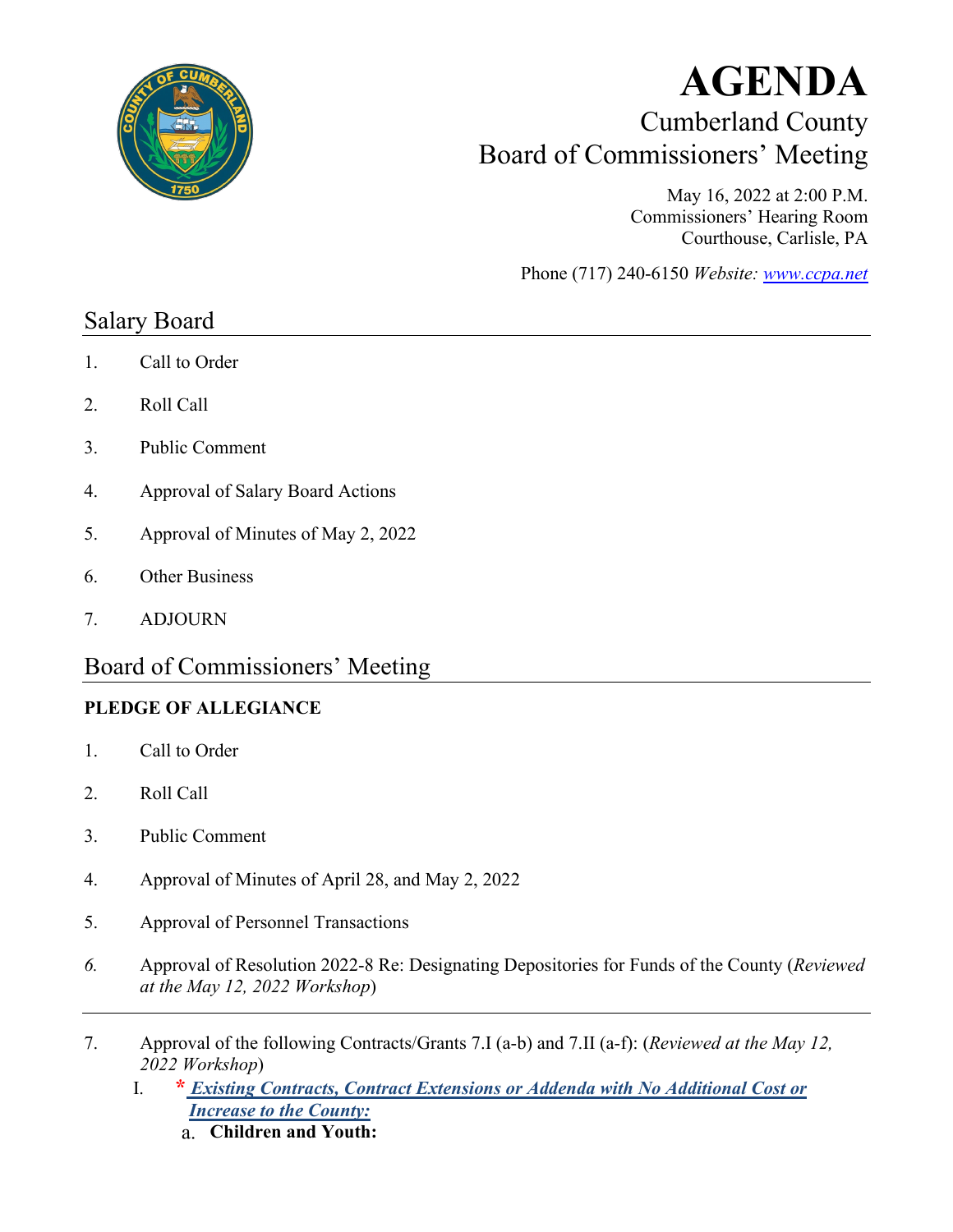# AGENDA

## Cumberland County Board of Commissioners' Meeting

May 16, 2022 at 2:00 P.M.
Commissioners' Hearing Room
Courthouse, Carlisle, PA

Phone (717) 240-6150 *Website: www.ccpa.net*

## Salary Board

1. Call to Order
2. Roll Call
3. Public Comment
4. Approval of Salary Board Actions
5. Approval of Minutes of May 2, 2022
6. Other Business
7. ADJOURN

## Board of Commissioners' Meeting

**PLEDGE OF ALLEGIANCE**

1. Call to Order
2. Roll Call
3. Public Comment
4. Approval of Minutes of April 28, and May 2, 2022
5. Approval of Personnel Transactions
6. Approval of Resolution 2022-8 Re: Designating Depositories for Funds of the County (*Reviewed at the May 12, 2022 Workshop*)

---

7. Approval of the following Contracts/Grants 7.I (a-b) and 7.II (a-f): (*Reviewed at the May 12, 2022 Workshop*)
   I. * ***Existing Contracts, Contract Extensions or Addenda with No Additional Cost or Increase to the County:***
      a. **Children and Youth:**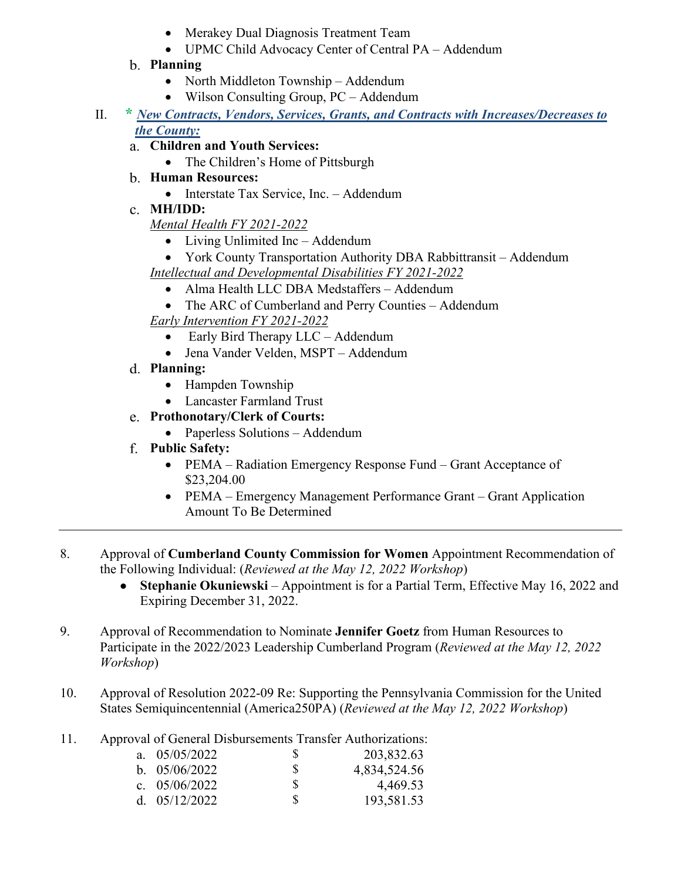- Merakey Dual Diagnosis Treatment Team
- UPMC Child Advocacy Center of Central PA – Addendum

b. **Planning**

- North Middleton Township – Addendum
- Wilson Consulting Group, PC – Addendum

II. * ***New Contracts, Vendors, Services, Grants, and Contracts with Increases/Decreases to the County:***

a. **Children and Youth Services:**

- The Children's Home of Pittsburgh

b. **Human Resources:**

- Interstate Tax Service, Inc. – Addendum

c. **MH/IDD:**

*Mental Health FY 2021-2022*

- Living Unlimited Inc – Addendum
- York County Transportation Authority DBA Rabbittransit – Addendum

*Intellectual and Developmental Disabilities FY 2021-2022*

- Alma Health LLC DBA Medstaffers – Addendum
- The ARC of Cumberland and Perry Counties – Addendum

*Early Intervention FY 2021-2022*

- Early Bird Therapy LLC – Addendum
- Jena Vander Velden, MSPT – Addendum

d. **Planning:**

- Hampden Township
- Lancaster Farmland Trust

e. **Prothonotary/Clerk of Courts:**

- Paperless Solutions – Addendum

f. **Public Safety:**

- PEMA – Radiation Emergency Response Fund – Grant Acceptance of $23,204.00
- PEMA – Emergency Management Performance Grant – Grant Application Amount To Be Determined

---

8. Approval of **Cumberland County Commission for Women** Appointment Recommendation of the Following Individual: (*Reviewed at the May 12, 2022 Workshop*)
   - **Stephanie Okuniewski** – Appointment is for a Partial Term, Effective May 16, 2022 and Expiring December 31, 2022.

9. Approval of Recommendation to Nominate **Jennifer Goetz** from Human Resources to Participate in the 2022/2023 Leadership Cumberland Program (*Reviewed at the May 12, 2022 Workshop*)

10. Approval of Resolution 2022-09 Re: Supporting the Pennsylvania Commission for the United States Semiquincentennial (America250PA) (*Reviewed at the May 12, 2022 Workshop*)

11. Approval of General Disbursements Transfer Authorizations:

| | Date | | Amount |
|---|---|---|---|
| a. | 05/05/2022 | $ | 203,832.63 |
| b. | 05/06/2022 | $ | 4,834,524.56 |
| c. | 05/06/2022 | $ | 4,469.53 |
| d. | 05/12/2022 | $ | 193,581.53 |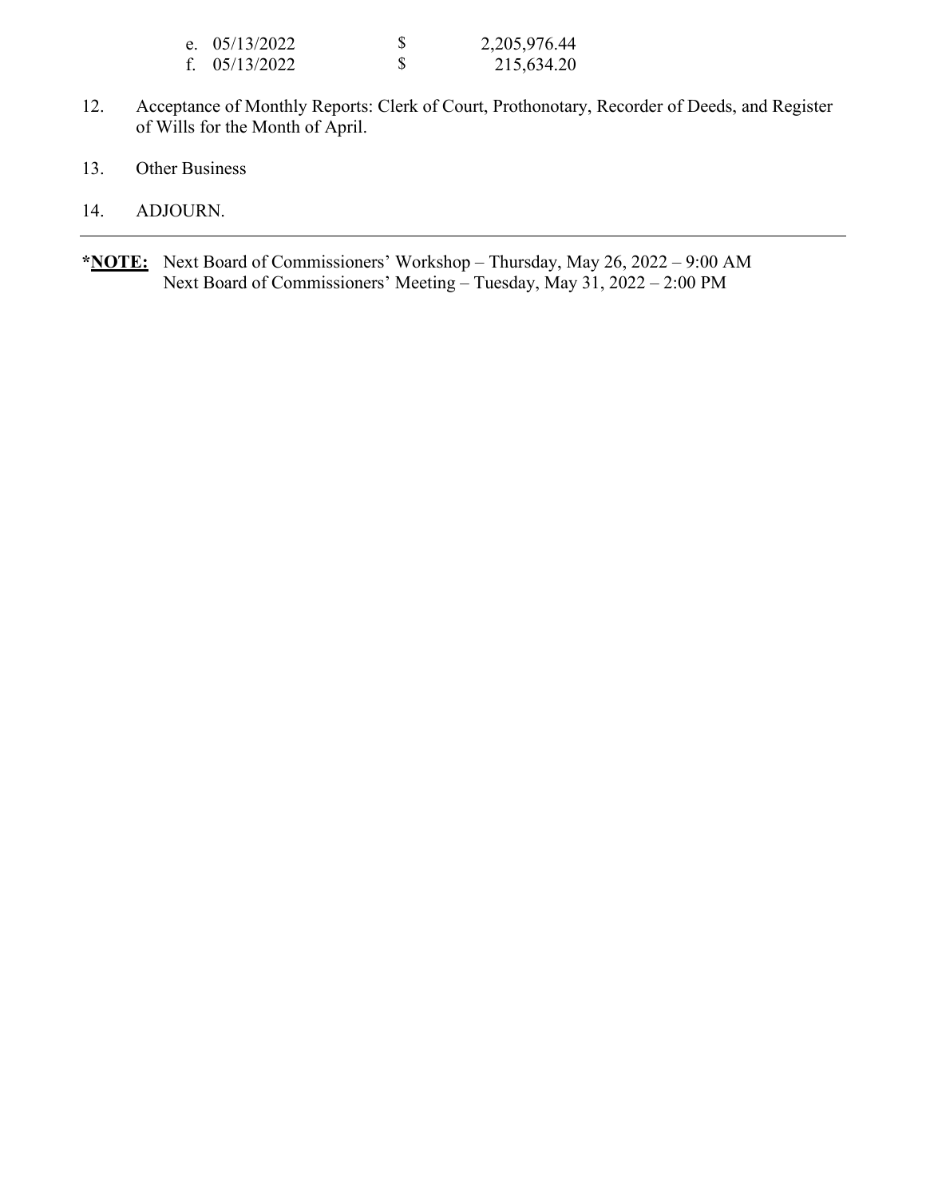| | | |
|---|---|---|
| e. 05/13/2022 | $ | 2,205,976.44 |
| f. 05/13/2022 | $ | 215,634.20 |

12. Acceptance of Monthly Reports: Clerk of Court, Prothonotary, Recorder of Deeds, and Register of Wills for the Month of April.

13. Other Business

14. ADJOURN.

---

***NOTE:** Next Board of Commissioners' Workshop – Thursday, May 26, 2022 – 9:00 AM
Next Board of Commissioners' Meeting – Tuesday, May 31, 2022 – 2:00 PM